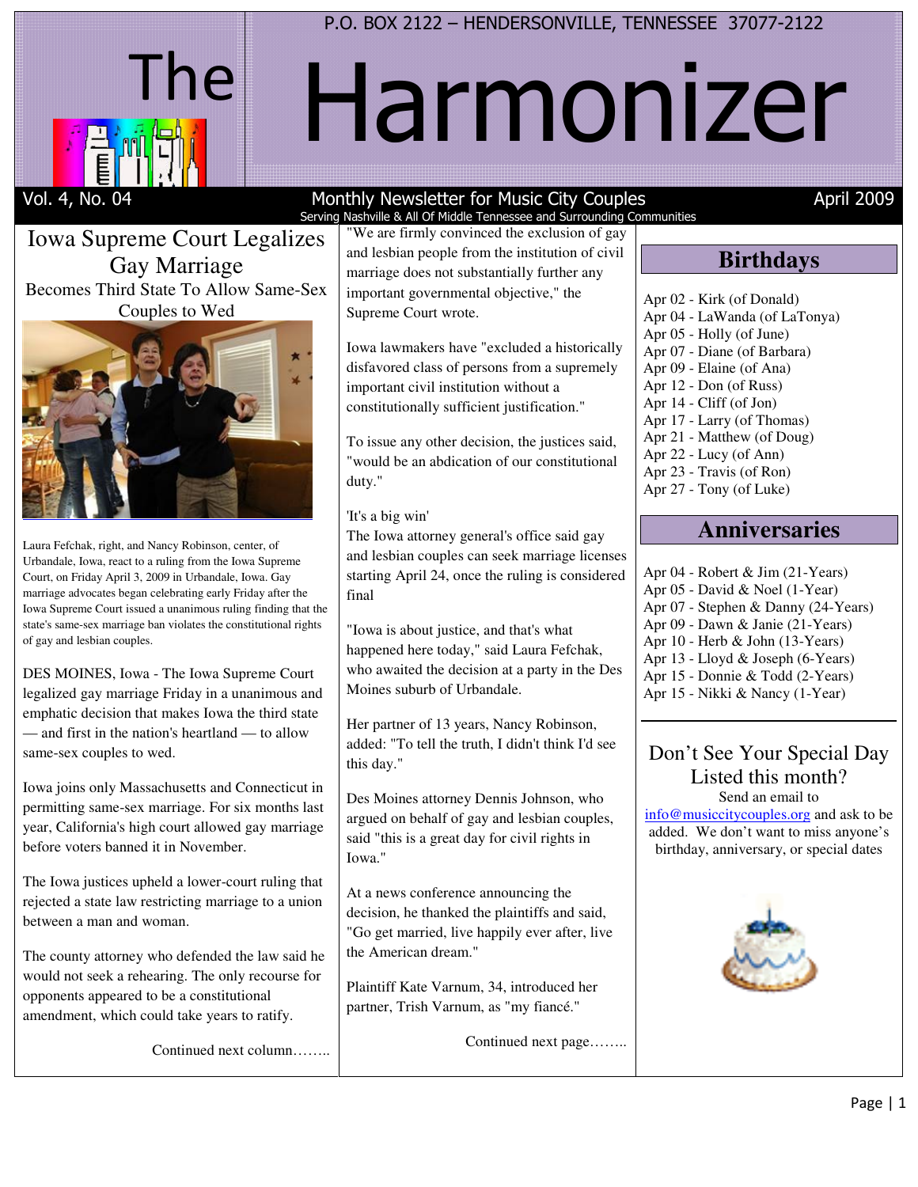P.O. BOX 2122 – HENDERSONVILLE, TENNESSEE 37077-2122

# The Harmonizer

Vol. 4, No. 04 | Monthly Newsletter for Music City Couples | April 2009

Serving Nashville & All Of Middle Tennessee and Surrounding Communities

## Iowa Supreme Court Legalizes Gay Marriage

### Becomes Third State To Allow Same-Sex Couples to Wed

Laura Fefchak, right, and Nancy Robinson, center, of Urbandale, Iowa, react to a ruling from the Iowa Supreme Court, on Friday April 3, 2009 in Urbandale, Iowa. Gay marriage advocates began celebrating early Friday after the Iowa Supreme Court issued a unanimous ruling finding that the state's same-sex marriage ban violates the constitutional rights of gay and lesbian couples.

DES MOINES, Iowa - The Iowa Supreme Court legalized gay marriage Friday in a unanimous and emphatic decision that makes Iowa the third state — and first in the nation's heartland — to allow same-sex couples to wed.

Iowa joins only Massachusetts and Connecticut in permitting same-sex marriage. For six months last year, California's high court allowed gay marriage before voters banned it in November.

The Iowa justices upheld a lower-court ruling that rejected a state law restricting marriage to a union between a man and woman.

The county attorney who defended the law said he would not seek a rehearing. The only recourse for opponents appeared to be a constitutional amendment, which could take years to ratify.

Continued next column……..

"We are firmly convinced the exclusion of gay and lesbian people from the institution of civil marriage does not substantially further any important governmental objective," the Supreme Court wrote.

Iowa lawmakers have "excluded a historically disfavored class of persons from a supremely important civil institution without a constitutionally sufficient justification."

To issue any other decision, the justices said, "would be an abdication of our constitutional duty."

'It's a big win'

The Iowa attorney general's office said gay and lesbian couples can seek marriage licenses starting April 24, once the ruling is considered final

"Iowa is about justice, and that's what happened here today," said Laura Fefchak, who awaited the decision at a party in the Des Moines suburb of Urbandale.

Her partner of 13 years, Nancy Robinson, added: "To tell the truth, I didn't think I'd see this day."

Des Moines attorney Dennis Johnson, who argued on behalf of gay and lesbian couples, said "this is a great day for civil rights in Iowa."

At a news conference announcing the decision, he thanked the plaintiffs and said, "Go get married, live happily ever after, live the American dream."

Plaintiff Kate Varnum, 34, introduced her partner, Trish Varnum, as "my fiancé."

Continued next page……..

## Birthdays

Apr 02 - Kirk (of Donald)
Apr 04 - LaWanda (of LaTonya)
Apr 05 - Holly (of June)
Apr 07 - Diane (of Barbara)
Apr 09 - Elaine (of Ana)
Apr 12 - Don (of Russ)
Apr 14 - Cliff (of Jon)
Apr 17 - Larry (of Thomas)
Apr 21 - Matthew (of Doug)
Apr 22 - Lucy (of Ann)
Apr 23 - Travis (of Ron)
Apr 27 - Tony (of Luke)

## Anniversaries

Apr 04 - Robert & Jim (21-Years)
Apr 05 - David & Noel (1-Year)
Apr 07 - Stephen & Danny (24-Years)
Apr 09 - Dawn & Janie (21-Years)
Apr 10 - Herb & John (13-Years)
Apr 13 - Lloyd & Joseph (6-Years)
Apr 15 - Donnie & Todd (2-Years)
Apr 15 - Nikki & Nancy (1-Year)

### Don't See Your Special Day Listed this month?

Send an email to info@musiccitycouples.org and ask to be added. We don't want to miss anyone's birthday, anniversary, or special dates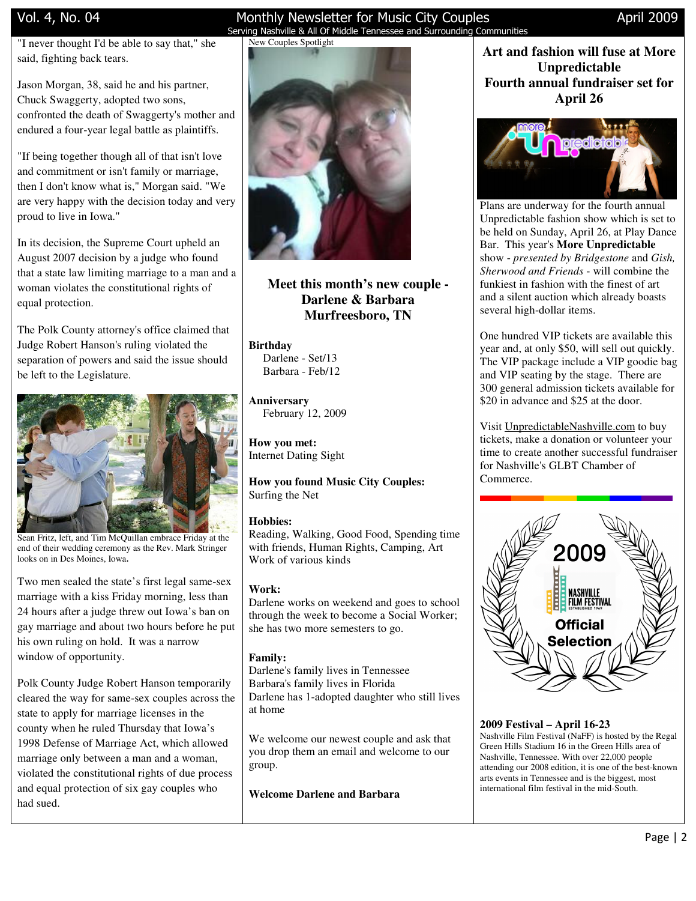"I never thought I'd be able to say that," she said, fighting back tears.

Jason Morgan, 38, said he and his partner, Chuck Swaggerty, adopted two sons, confronted the death of Swaggerty's mother and endured a four-year legal battle as plaintiffs.

"If being together though all of that isn't love and commitment or isn't family or marriage, then I don't know what is," Morgan said. "We are very happy with the decision today and very proud to live in Iowa."

In its decision, the Supreme Court upheld an August 2007 decision by a judge who found that a state law limiting marriage to a man and a woman violates the constitutional rights of equal protection.

The Polk County attorney's office claimed that Judge Robert Hanson's ruling violated the separation of powers and said the issue should be left to the Legislature.

Sean Fritz, left, and Tim McQuillan embrace Friday at the end of their wedding ceremony as the Rev. Mark Stringer looks on in Des Moines, Iowa.

Two men sealed the state's first legal same-sex marriage with a kiss Friday morning, less than 24 hours after a judge threw out Iowa's ban on gay marriage and about two hours before he put his own ruling on hold. It was a narrow window of opportunity.

Polk County Judge Robert Hanson temporarily cleared the way for same-sex couples across the state to apply for marriage licenses in the county when he ruled Thursday that Iowa's 1998 Defense of Marriage Act, which allowed marriage only between a man and a woman, violated the constitutional rights of due process and equal protection of six gay couples who had sued.

New Couples Spotlight

## Meet this month's new couple - Darlene & Barbara Murfreesboro, TN

**Birthday**
Darlene - Set/13
Barbara - Feb/12

**Anniversary**
February 12, 2009

**How you met:**
Internet Dating Sight

**How you found Music City Couples:**
Surfing the Net

**Hobbies:**
Reading, Walking, Good Food, Spending time with friends, Human Rights, Camping, Art Work of various kinds

**Work:**
Darlene works on weekend and goes to school through the week to become a Social Worker; she has two more semesters to go.

**Family:**
Darlene's family lives in Tennessee
Barbara's family lives in Florida
Darlene has 1-adopted daughter who still lives at home

We welcome our newest couple and ask that you drop them an email and welcome to our group.

**Welcome Darlene and Barbara**

## Art and fashion will fuse at More Unpredictable Fourth annual fundraiser set for April 26

Plans are underway for the fourth annual Unpredictable fashion show which is set to be held on Sunday, April 26, at Play Dance Bar. This year's **More Unpredictable** show - *presented by Bridgestone* and *Gish, Sherwood and Friends* - will combine the funkiest in fashion with the finest of art and a silent auction which already boasts several high-dollar items.

One hundred VIP tickets are available this year and, at only $50, will sell out quickly. The VIP package include a VIP goodie bag and VIP seating by the stage. There are 300 general admission tickets available for $20 in advance and $25 at the door.

Visit UnpredictableNashville.com to buy tickets, make a donation or volunteer your time to create another successful fundraiser for Nashville's GLBT Chamber of Commerce.

**2009 Festival – April 16-23**
Nashville Film Festival (NaFF) is hosted by the Regal Green Hills Stadium 16 in the Green Hills area of Nashville, Tennessee. With over 22,000 people attending our 2008 edition, it is one of the best-known arts events in Tennessee and is the biggest, most international film festival in the mid-South.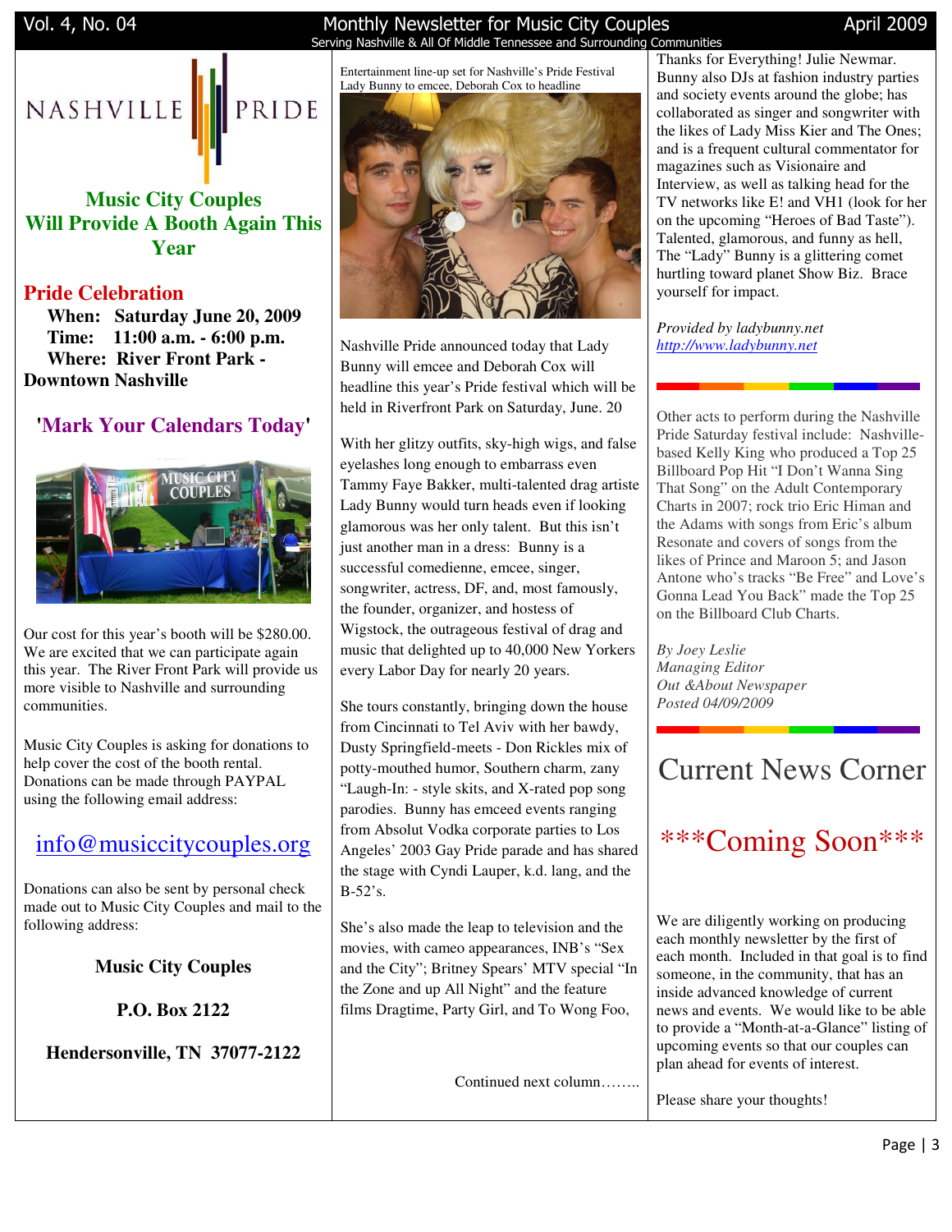## Music City Couples Will Provide A Booth Again This Year

### Pride Celebration

**When: Saturday June 20, 2009**
**Time: 11:00 a.m. - 6:00 p.m.**
**Where: River Front Park - Downtown Nashville**

### 'Mark Your Calendars Today'

Our cost for this year's booth will be $280.00. We are excited that we can participate again this year. The River Front Park will provide us more visible to Nashville and surrounding communities.

Music City Couples is asking for donations to help cover the cost of the booth rental. Donations can be made through PAYPAL using the following email address:

info@musiccitycouples.org

Donations can also be sent by personal check made out to Music City Couples and mail to the following address:

**Music City Couples**

**P.O. Box 2122**

**Hendersonville, TN 37077-2122**

Entertainment line-up set for Nashville's Pride Festival
Lady Bunny to emcee, Deborah Cox to headline

Nashville Pride announced today that Lady Bunny will emcee and Deborah Cox will headline this year's Pride festival which will be held in Riverfront Park on Saturday, June. 20

With her glitzy outfits, sky-high wigs, and false eyelashes long enough to embarrass even Tammy Faye Bakker, multi-talented drag artiste Lady Bunny would turn heads even if looking glamorous was her only talent. But this isn't just another man in a dress: Bunny is a successful comedienne, emcee, singer, songwriter, actress, DF, and, most famously, the founder, organizer, and hostess of Wigstock, the outrageous festival of drag and music that delighted up to 40,000 New Yorkers every Labor Day for nearly 20 years.

She tours constantly, bringing down the house from Cincinnati to Tel Aviv with her bawdy, Dusty Springfield-meets - Don Rickles mix of potty-mouthed humor, Southern charm, zany "Laugh-In: - style skits, and X-rated pop song parodies. Bunny has emceed events ranging from Absolut Vodka corporate parties to Los Angeles' 2003 Gay Pride parade and has shared the stage with Cyndi Lauper, k.d. lang, and the B-52's.

She's also made the leap to television and the movies, with cameo appearances, INB's "Sex and the City"; Britney Spears' MTV special "In the Zone and up All Night" and the feature films Dragtime, Party Girl, and To Wong Foo,

Continued next column……..

Thanks for Everything! Julie Newmar. Bunny also DJs at fashion industry parties and society events around the globe; has collaborated as singer and songwriter with the likes of Lady Miss Kier and The Ones; and is a frequent cultural commentator for magazines such as Visionaire and Interview, as well as talking head for the TV networks like E! and VH1 (look for her on the upcoming "Heroes of Bad Taste"). Talented, glamorous, and funny as hell, The "Lady" Bunny is a glittering comet hurtling toward planet Show Biz. Brace yourself for impact.

*Provided by ladybunny.net*
*http://www.ladybunny.net*

Other acts to perform during the Nashville Pride Saturday festival include: Nashville-based Kelly King who produced a Top 25 Billboard Pop Hit "I Don't Wanna Sing That Song" on the Adult Contemporary Charts in 2007; rock trio Eric Himan and the Adams with songs from Eric's album Resonate and covers of songs from the likes of Prince and Maroon 5; and Jason Antone who's tracks "Be Free" and Love's Gonna Lead You Back" made the Top 25 on the Billboard Club Charts.

*By Joey Leslie*
*Managing Editor*
*Out &About Newspaper*
*Posted 04/09/2009*

# Current News Corner

## \*\*\*Coming Soon\*\*\*

We are diligently working on producing each monthly newsletter by the first of each month. Included in that goal is to find someone, in the community, that has an inside advanced knowledge of current news and events. We would like to be able to provide a "Month-at-a-Glance" listing of upcoming events so that our couples can plan ahead for events of interest.

Please share your thoughts!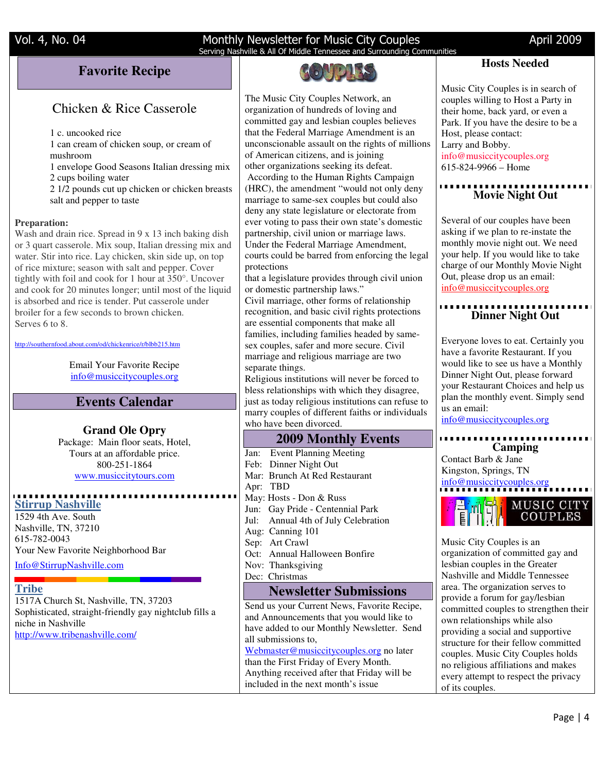# Favorite Recipe

## Chicken & Rice Casserole

1 c. uncooked rice
1 can cream of chicken soup, or cream of mushroom
1 envelope Good Seasons Italian dressing mix
2 cups boiling water
2 1/2 pounds cut up chicken or chicken breasts
salt and pepper to taste

**Preparation:**
Wash and drain rice. Spread in 9 x 13 inch baking dish or 3 quart casserole. Mix soup, Italian dressing mix and water. Stir into rice. Lay chicken, skin side up, on top of rice mixture; season with salt and pepper. Cover tightly with foil and cook for 1 hour at 350°. Uncover and cook for 20 minutes longer; until most of the liquid is absorbed and rice is tender. Put casserole under broiler for a few seconds to brown chicken.
Serves 6 to 8.

http://southernfood.about.com/od/chickenrice/r/blbb215.htm

Email Your Favorite Recipe
info@musiccitycouples.org

# Events Calendar

**Grand Ole Opry**
Package: Main floor seats, Hotel, Tours at an affordable price.
800-251-1864
www.musiccitytours.com

**Stirrup Nashville**
1529 4th Ave. South
Nashville, TN, 37210
615-782-0043
Your New Favorite Neighborhood Bar
Info@StirrupNashville.com

**Tribe**
1517A Church St, Nashville, TN, 37203
Sophisticated, straight-friendly gay nightclub fills a niche in Nashville
http://www.tribenashville.com/

# COUPLES

The Music City Couples Network, an organization of hundreds of loving and committed gay and lesbian couples believes that the Federal Marriage Amendment is an unconscionable assault on the rights of millions of American citizens, and is joining other organizations seeking its defeat.
According to the Human Rights Campaign (HRC), the amendment "would not only deny marriage to same-sex couples but could also deny any state legislature or electorate from ever voting to pass their own state's domestic partnership, civil union or marriage laws. Under the Federal Marriage Amendment, courts could be barred from enforcing the legal protections that a legislature provides through civil union or domestic partnership laws."
Civil marriage, other forms of relationship recognition, and basic civil rights protections are essential components that make all families, including families headed by same-sex couples, safer and more secure. Civil marriage and religious marriage are two separate things.
Religious institutions will never be forced to bless relationships with which they disagree, just as today religious institutions can refuse to marry couples of different faiths or individuals who have been divorced.

# 2009 Monthly Events

Jan: Event Planning Meeting
Feb: Dinner Night Out
Mar: Brunch At Red Restaurant
Apr: TBD
May: Hosts - Don & Russ
Jun: Gay Pride - Centennial Park
Jul: Annual 4th of July Celebration
Aug: Canning 101
Sep: Art Crawl
Oct: Annual Halloween Bonfire
Nov: Thanksgiving
Dec: Christmas

# Newsletter Submissions

Send us your Current News, Favorite Recipe, and Announcements that you would like to have added to our Monthly Newsletter. Send all submissions to, Webmaster@musiccitycouples.org no later than the First Friday of Every Month. Anything received after that Friday will be included in the next month's issue

# Hosts Needed

Music City Couples is in search of couples willing to Host a Party in their home, back yard, or even a Park. If you have the desire to be a Host, please contact:
Larry and Bobby.
info@musiccitycouples.org
615-824-9966 – Home

# Movie Night Out

Several of our couples have been asking if we plan to re-instate the monthly movie night out. We need your help. If you would like to take charge of our Monthly Movie Night Out, please drop us an email:
info@musiccitycouples.org

# Dinner Night Out

Everyone loves to eat. Certainly you have a favorite Restaurant. If you would like to see us have a Monthly Dinner Night Out, please forward your Restaurant Choices and help us plan the monthly event. Simply send us an email:
info@musiccitycouples.org

# Camping

Contact Barb & Jane
Kingston, Springs, TN
info@musiccitycouples.org

MUSIC CITY COUPLES

Music City Couples is an organization of committed gay and lesbian couples in the Greater Nashville and Middle Tennessee area. The organization serves to provide a forum for gay/lesbian committed couples to strengthen their own relationships while also providing a social and supportive structure for their fellow committed couples. Music City Couples holds no religious affiliations and makes every attempt to respect the privacy of its couples.